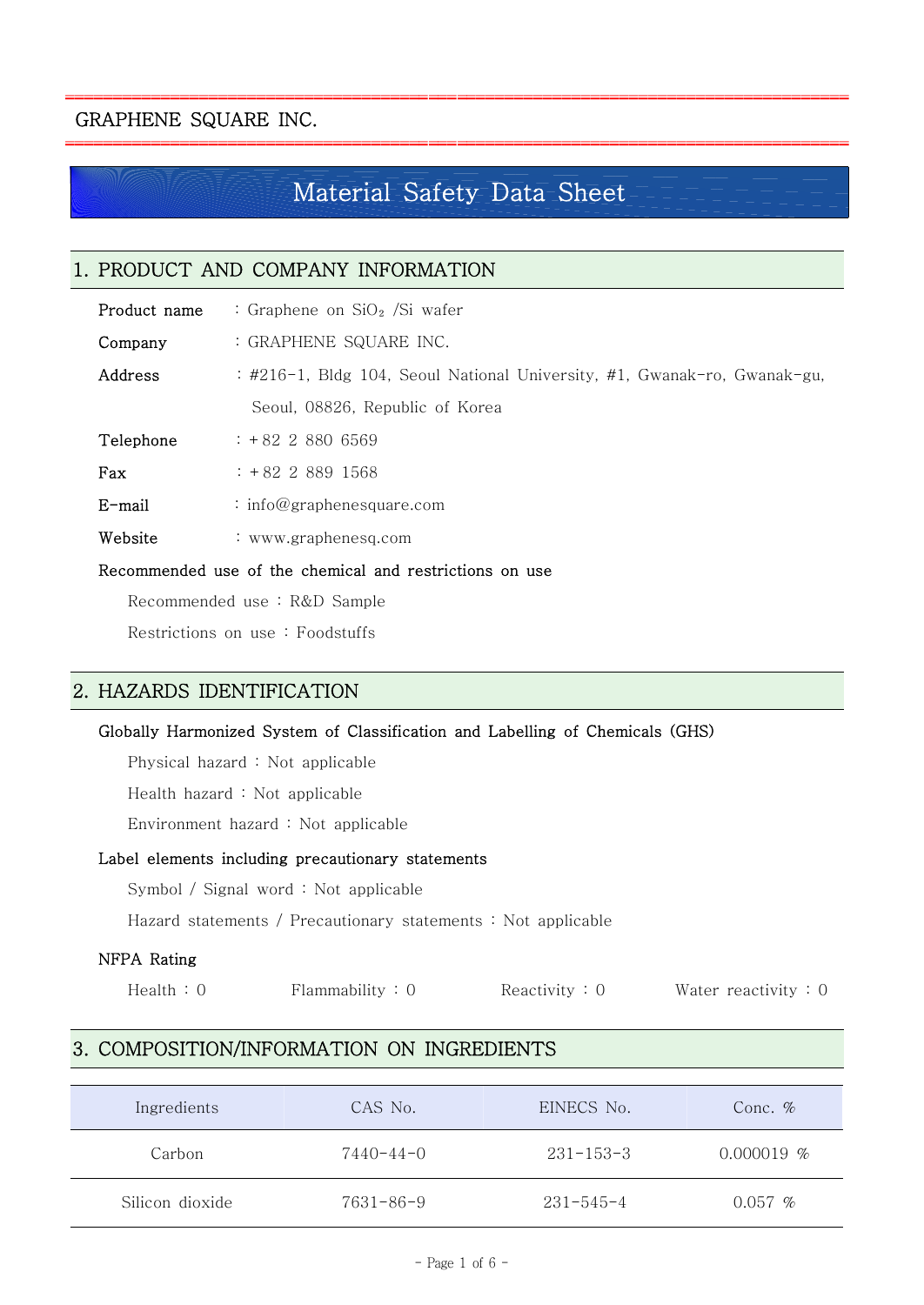GRAPHENE SQUARE INC.

# Material Safety Data Sheet

## 1. PRODUCT AND COMPANY INFORMATION

**Product name** : Graphene on $SiO_2$ /Si wafer

**Company** : GRAPHENE SQUARE INC.

**Address** : #216-1, Bldg 104, Seoul National University, #1, Gwanak-ro, Gwanak-gu, Seoul, 08826, Republic of Korea

**Telephone** : +82 2 880 6569

**Fax** : +82 2 889 1568

**E-mail** : info@graphenesquare.com

**Website** : www.graphenesq.com

**Recommended use of the chemical and restrictions on use**

Recommended use : R&D Sample

Restrictions on use : Foodstuffs

## 2. HAZARDS IDENTIFICATION

**Globally Harmonized System of Classification and Labelling of Chemicals (GHS)**

Physical hazard : Not applicable

Health hazard : Not applicable

Environment hazard : Not applicable

**Label elements including precautionary statements**

Symbol / Signal word : Not applicable

Hazard statements / Precautionary statements : Not applicable

**NFPA Rating**

Health : 0 Flammability : 0 Reactivity : 0 Water reactivity : 0

## 3. COMPOSITION/INFORMATION ON INGREDIENTS

| Ingredients | CAS No. | EINECS No. | Conc. % |
|---|---|---|---|
| Carbon | 7440-44-0 | 231-153-3 | 0.000019 % |
| Silicon dioxide | 7631-86-9 | 231-545-4 | 0.057 % |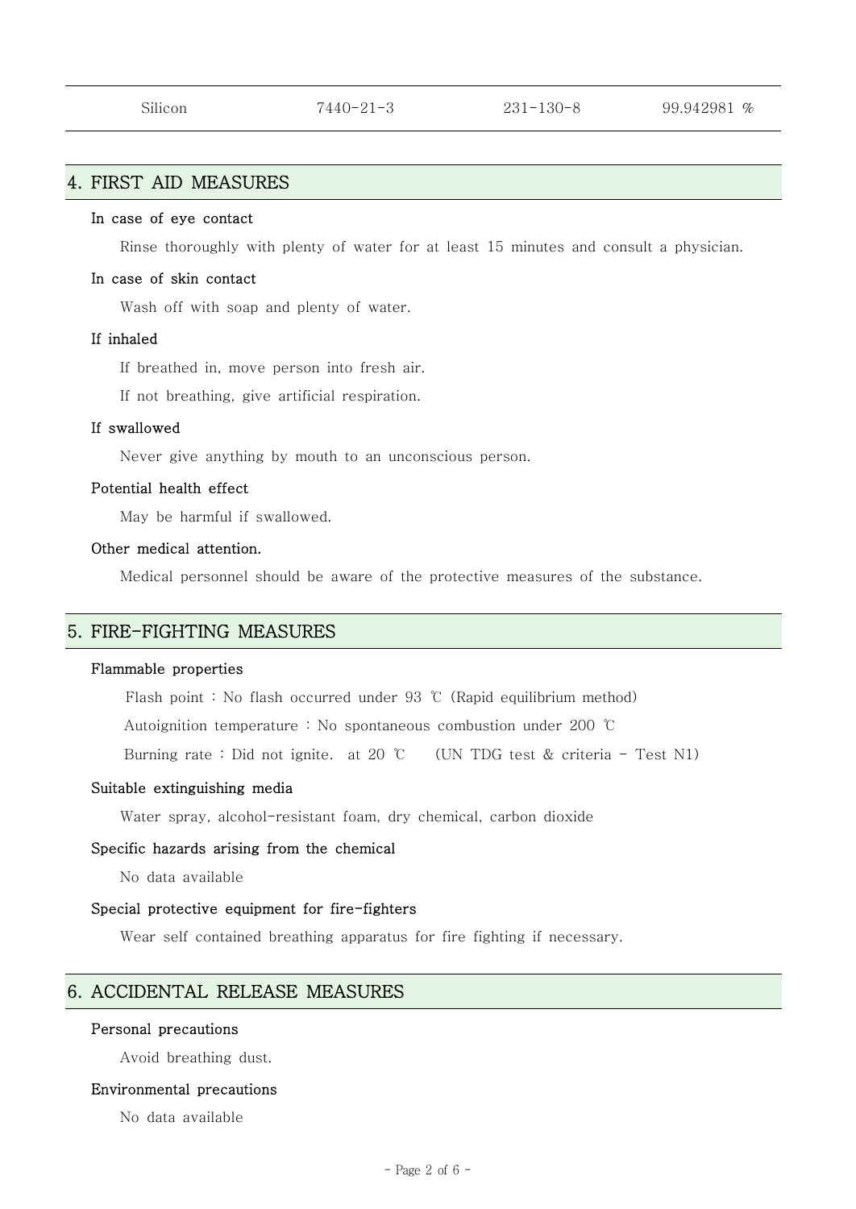| Silicon | 7440-21-3 | 231-130-8 | 99.942981 % |
|---|---|---|---|

## 4. FIRST AID MEASURES

### In case of eye contact

Rinse thoroughly with plenty of water for at least 15 minutes and consult a physician.

### In case of skin contact

Wash off with soap and plenty of water.

### If inhaled

If breathed in, move person into fresh air.

If not breathing, give artificial respiration.

### If swallowed

Never give anything by mouth to an unconscious person.

### Potential health effect

May be harmful if swallowed.

### Other medical attention.

Medical personnel should be aware of the protective measures of the substance.

## 5. FIRE-FIGHTING MEASURES

### Flammable properties

Flash point : No flash occurred under 93 ℃ (Rapid equilibrium method)

Autoignition temperature : No spontaneous combustion under 200 ℃

Burning rate : Did not ignite. at 20 ℃ (UN TDG test & criteria - Test N1)

### Suitable extinguishing media

Water spray, alcohol-resistant foam, dry chemical, carbon dioxide

### Specific hazards arising from the chemical

No data available

### Special protective equipment for fire-fighters

Wear self contained breathing apparatus for fire fighting if necessary.

## 6. ACCIDENTAL RELEASE MEASURES

### Personal precautions

Avoid breathing dust.

### Environmental precautions

No data available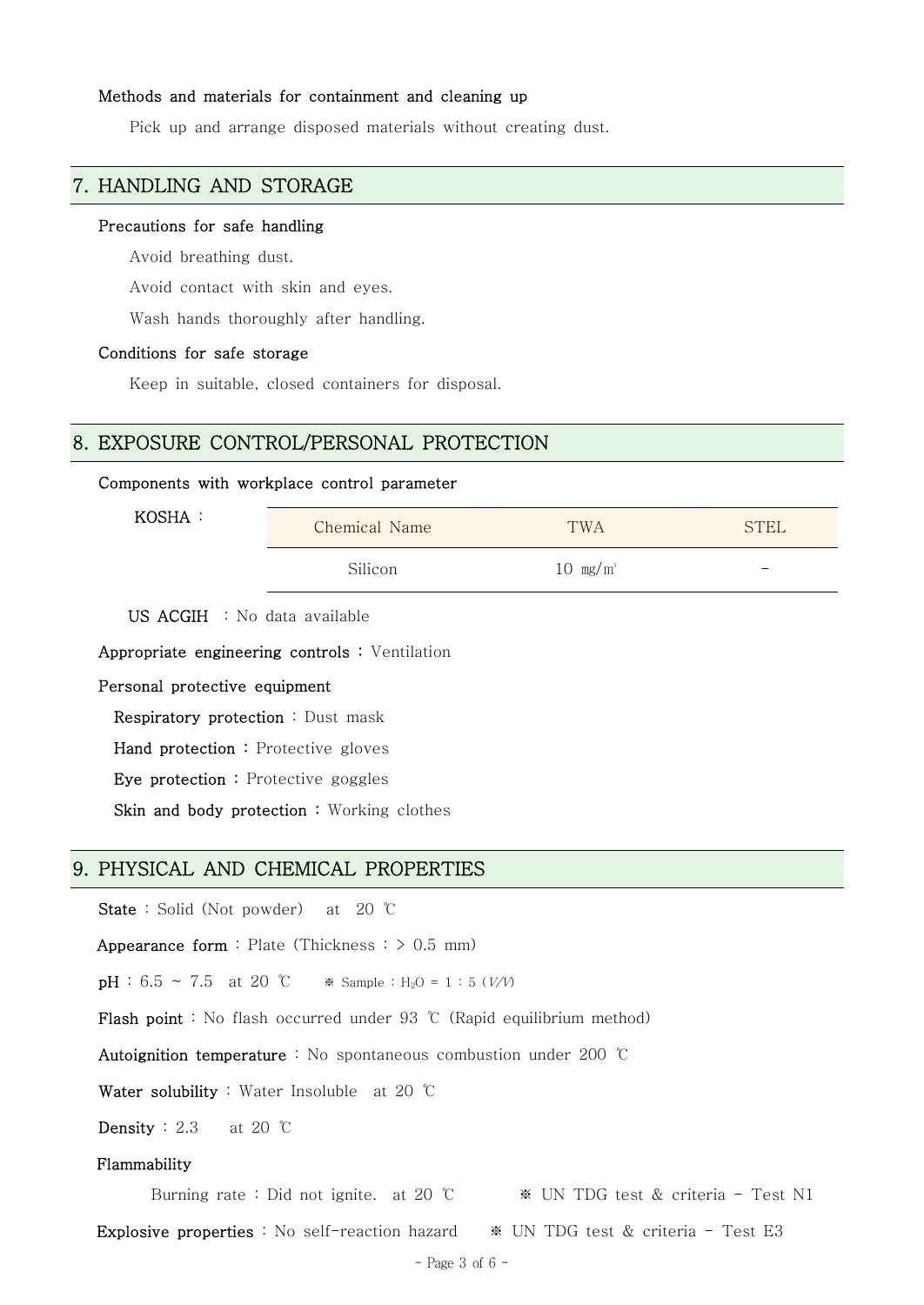**Methods and materials for containment and cleaning up**

Pick up and arrange disposed materials without creating dust.

## 7. HANDLING AND STORAGE

**Precautions for safe handling**

Avoid breathing dust.

Avoid contact with skin and eyes.

Wash hands thoroughly after handling.

**Conditions for safe storage**

Keep in suitable, closed containers for disposal.

## 8. EXPOSURE CONTROL/PERSONAL PROTECTION

**Components with workplace control parameter**

KOSHA :

| Chemical Name | TWA | STEL |
|---|---|---|
| Silicon | 10 ㎎/㎥ | - |

**US ACGIH** : No data available

**Appropriate engineering controls** : Ventilation

**Personal protective equipment**

**Respiratory protection** : Dust mask

**Hand protection** : Protective gloves

**Eye protection** : Protective goggles

**Skin and body protection** : Working clothes

## 9. PHYSICAL AND CHEMICAL PROPERTIES

**State** : Solid (Not powder) at 20 ℃

**Appearance form** : Plate (Thickness : > 0.5 mm)

**pH** : 6.5 ~ 7.5 at 20 ℃ ※ Sample : $H_2O$ = 1 : 5 (V/V)

**Flash point** : No flash occurred under 93 ℃ (Rapid equilibrium method)

**Autoignition temperature** : No spontaneous combustion under 200 ℃

**Water solubility** : Water Insoluble at 20 ℃

**Density** : 2.3 at 20 ℃

**Flammability**

Burning rate : Did not ignite. at 20 ℃ ※ UN TDG test & criteria - Test N1

**Explosive properties** : No self-reaction hazard ※ UN TDG test & criteria - Test E3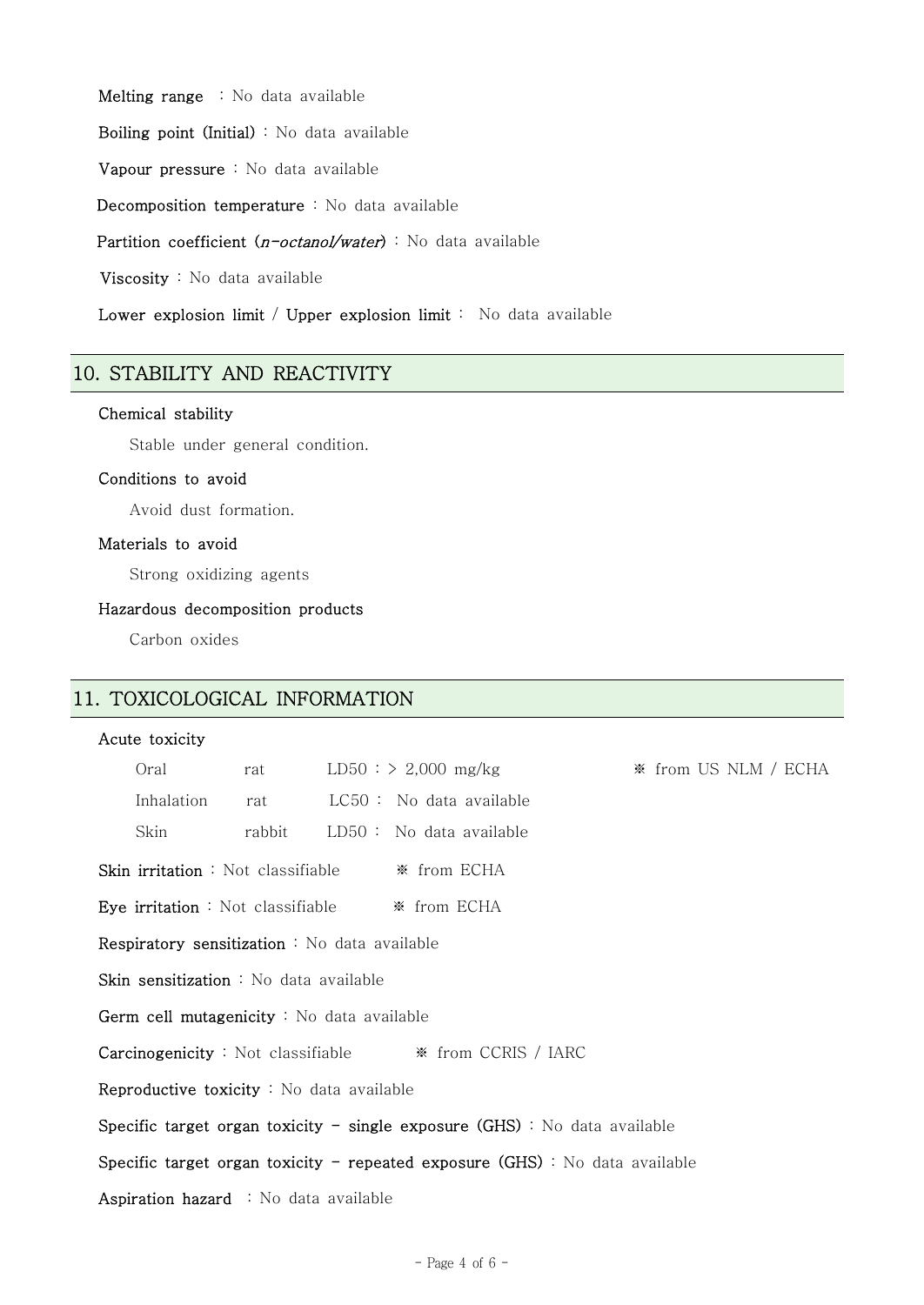**Melting range** : No data available

**Boiling point (Initial)** : No data available

**Vapour pressure** : No data available

**Decomposition temperature** : No data available

**Partition coefficient (*n-octanol/water*)** : No data available

**Viscosity** : No data available

**Lower explosion limit / Upper explosion limit** : No data available

## 10. STABILITY AND REACTIVITY

**Chemical stability**

Stable under general condition.

**Conditions to avoid**

Avoid dust formation.

**Materials to avoid**

Strong oxidizing agents

**Hazardous decomposition products**

Carbon oxides

## 11. TOXICOLOGICAL INFORMATION

**Acute toxicity**

| | | | |
|---|---|---|---|
| Oral | rat | LD50 : > 2,000 mg/kg | ※ from US NLM / ECHA |
| Inhalation | rat | LC50 : No data available | |
| Skin | rabbit | LD50 : No data available | |

**Skin irritation** : Not classifiable ※ from ECHA

**Eye irritation** : Not classifiable ※ from ECHA

**Respiratory sensitization** : No data available

**Skin sensitization** : No data available

**Germ cell mutagenicity** : No data available

**Carcinogenicity** : Not classifiable ※ from CCRIS / IARC

**Reproductive toxicity** : No data available

**Specific target organ toxicity - single exposure (GHS)** : No data available

**Specific target organ toxicity - repeated exposure (GHS)** : No data available

**Aspiration hazard** : No data available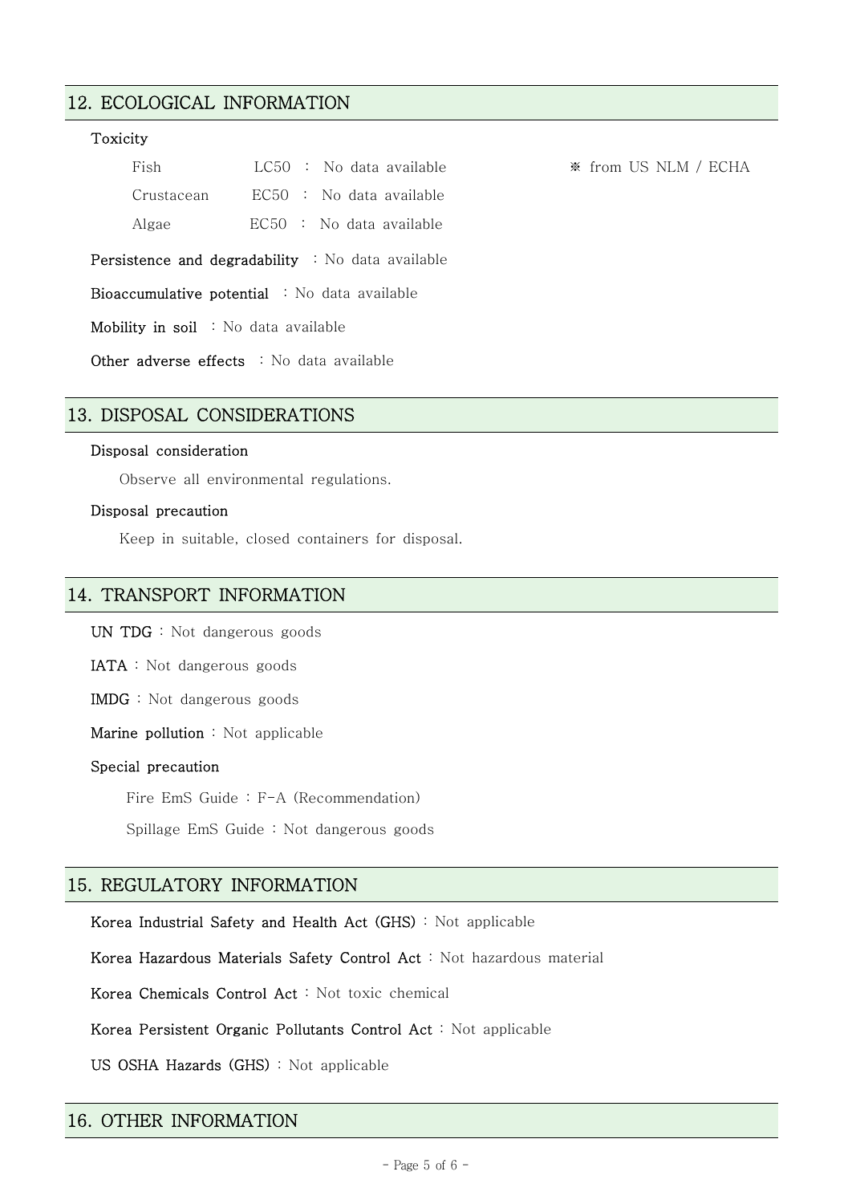## 12. ECOLOGICAL INFORMATION

**Toxicity**

| | | | |
|---|---|---|---|
| Fish | LC50 | : No data available | ※ from US NLM / ECHA |
| Crustacean | EC50 | : No data available | |
| Algae | EC50 | : No data available | |

**Persistence and degradability** : No data available

**Bioaccumulative potential** : No data available

**Mobility in soil** : No data available

**Other adverse effects** : No data available

## 13. DISPOSAL CONSIDERATIONS

**Disposal consideration**

Observe all environmental regulations.

**Disposal precaution**

Keep in suitable, closed containers for disposal.

## 14. TRANSPORT INFORMATION

**UN TDG** : Not dangerous goods

**IATA** : Not dangerous goods

**IMDG** : Not dangerous goods

**Marine pollution** : Not applicable

**Special precaution**

Fire EmS Guide : F-A (Recommendation)

Spillage EmS Guide : Not dangerous goods

## 15. REGULATORY INFORMATION

**Korea Industrial Safety and Health Act (GHS)** : Not applicable

**Korea Hazardous Materials Safety Control Act** : Not hazardous material

**Korea Chemicals Control Act** : Not toxic chemical

**Korea Persistent Organic Pollutants Control Act** : Not applicable

**US OSHA Hazards (GHS)** : Not applicable

## 16. OTHER INFORMATION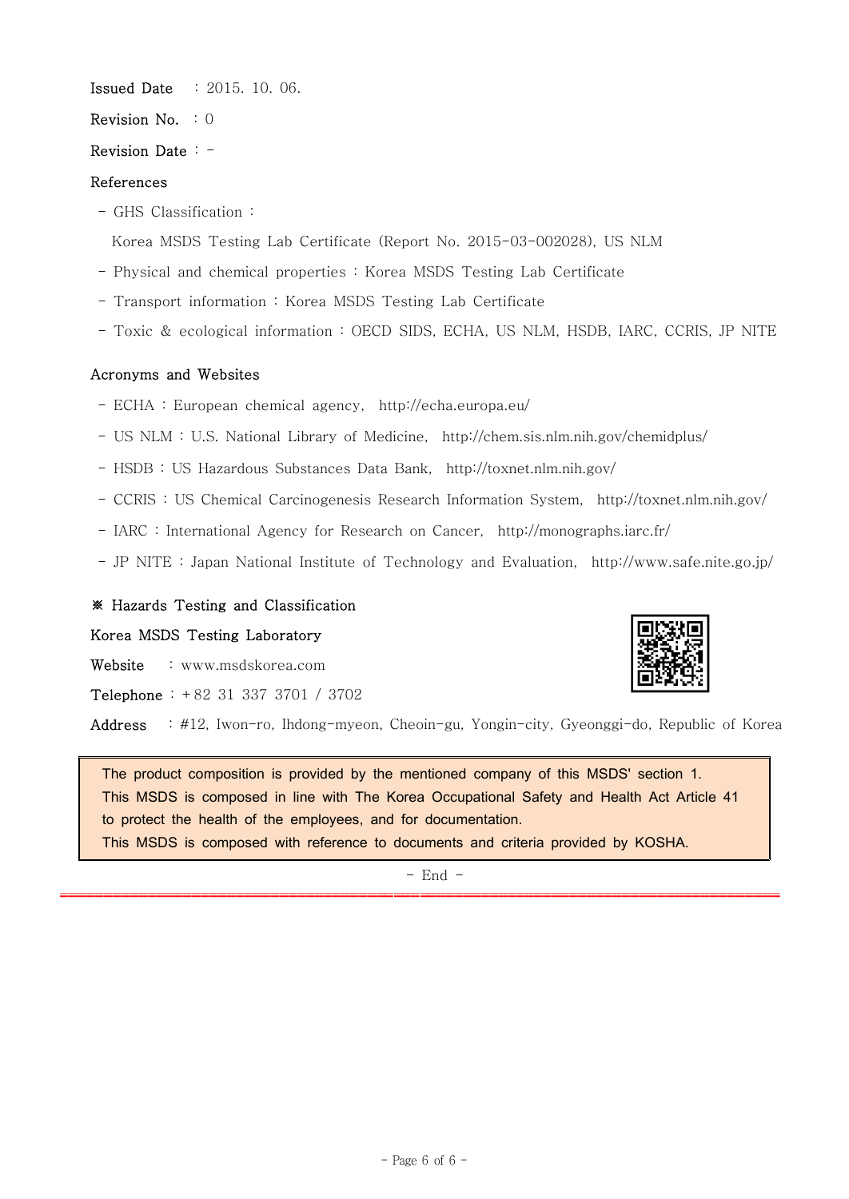**Issued Date** : 2015. 10. 06.

**Revision No.** : 0

**Revision Date** : -

**References**

- GHS Classification :
  Korea MSDS Testing Lab Certificate (Report No. 2015-03-002028), US NLM
- Physical and chemical properties : Korea MSDS Testing Lab Certificate
- Transport information : Korea MSDS Testing Lab Certificate
- Toxic & ecological information : OECD SIDS, ECHA, US NLM, HSDB, IARC, CCRIS, JP NITE

**Acronyms and Websites**

- ECHA : European chemical agency, http://echa.europa.eu/
- US NLM : U.S. National Library of Medicine, http://chem.sis.nlm.nih.gov/chemidplus/
- HSDB : US Hazardous Substances Data Bank, http://toxnet.nlm.nih.gov/
- CCRIS : US Chemical Carcinogenesis Research Information System, http://toxnet.nlm.nih.gov/
- IARC : International Agency for Research on Cancer, http://monographs.iarc.fr/
- JP NITE : Japan National Institute of Technology and Evaluation, http://www.safe.nite.go.jp/

**※ Hazards Testing and Classification**

**Korea MSDS Testing Laboratory**

**Website** : www.msdskorea.com

**Telephone** : +82 31 337 3701 / 3702

**Address** : #12, Iwon-ro, Ihdong-myeon, Cheoin-gu, Yongin-city, Gyeonggi-do, Republic of Korea

The product composition is provided by the mentioned company of this MSDS' section 1.
This MSDS is composed in line with The Korea Occupational Safety and Health Act Article 41 to protect the health of the employees, and for documentation.
This MSDS is composed with reference to documents and criteria provided by KOSHA.

- End -